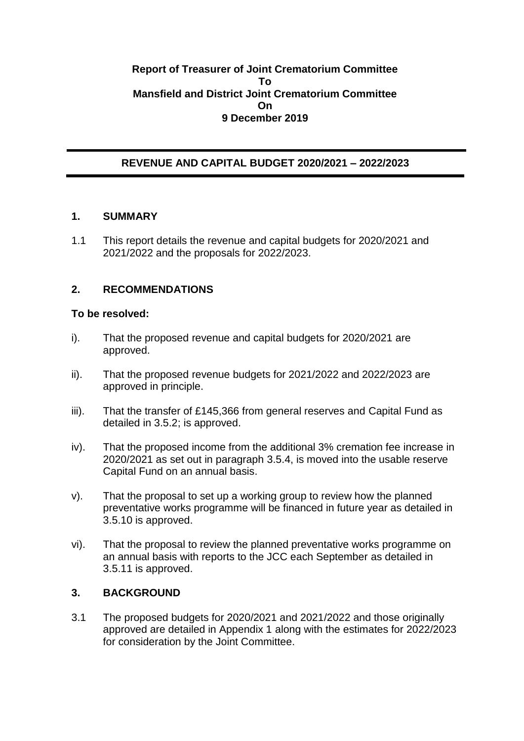**Report of Treasurer of Joint Crematorium Committee**
**To**
**Mansfield and District Joint Crematorium Committee**
**On**
**9 December 2019**

# REVENUE AND CAPITAL BUDGET 2020/2021 – 2022/2023

## 1. SUMMARY

1.1 This report details the revenue and capital budgets for 2020/2021 and 2021/2022 and the proposals for 2022/2023.

## 2. RECOMMENDATIONS

**To be resolved:**

i). That the proposed revenue and capital budgets for 2020/2021 are approved.

ii). That the proposed revenue budgets for 2021/2022 and 2022/2023 are approved in principle.

iii). That the transfer of £145,366 from general reserves and Capital Fund as detailed in 3.5.2; is approved.

iv). That the proposed income from the additional 3% cremation fee increase in 2020/2021 as set out in paragraph 3.5.4, is moved into the usable reserve Capital Fund on an annual basis.

v). That the proposal to set up a working group to review how the planned preventative works programme will be financed in future year as detailed in 3.5.10 is approved.

vi). That the proposal to review the planned preventative works programme on an annual basis with reports to the JCC each September as detailed in 3.5.11 is approved.

## 3. BACKGROUND

3.1 The proposed budgets for 2020/2021 and 2021/2022 and those originally approved are detailed in Appendix 1 along with the estimates for 2022/2023 for consideration by the Joint Committee.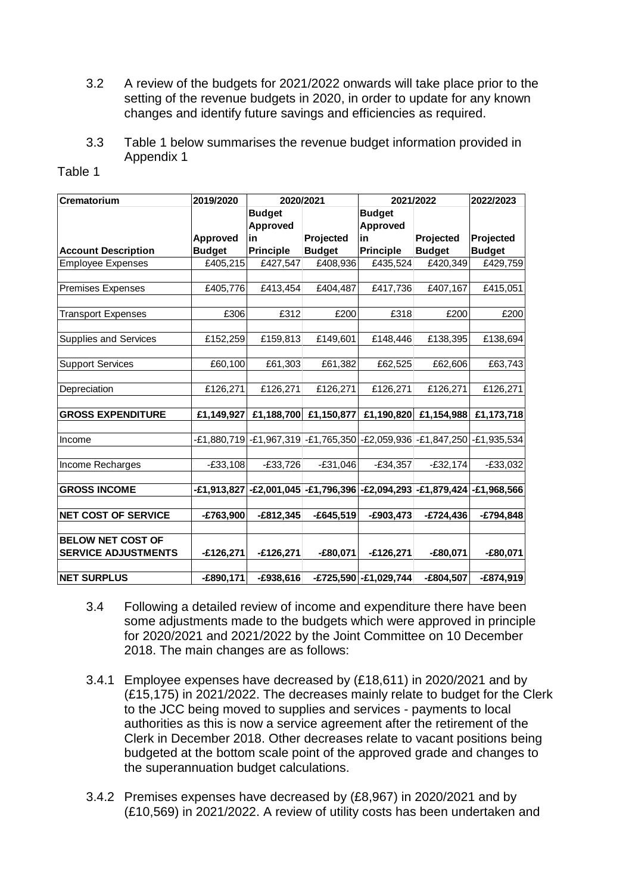3.2 A review of the budgets for 2021/2022 onwards will take place prior to the setting of the revenue budgets in 2020, in order to update for any known changes and identify future savings and efficiencies as required.

3.3 Table 1 below summarises the revenue budget information provided in Appendix 1

Table 1

| **Crematorium** | **2019/2020** | **2020/2021** | | **2021/2022** | | **2022/2023** |
|---|---|---|---|---|---|---|
| **Account Description** | **Approved Budget** | **Budget Approved in Principle** | **Projected Budget** | **Budget Approved in Principle** | **Projected Budget** | **Projected Budget** |
| Employee Expenses | £405,215 | £427,547 | £408,936 | £435,524 | £420,349 | £429,759 |
| Premises Expenses | £405,776 | £413,454 | £404,487 | £417,736 | £407,167 | £415,051 |
| Transport Expenses | £306 | £312 | £200 | £318 | £200 | £200 |
| Supplies and Services | £152,259 | £159,813 | £149,601 | £148,446 | £138,395 | £138,694 |
| Support Services | £60,100 | £61,303 | £61,382 | £62,525 | £62,606 | £63,743 |
| Depreciation | £126,271 | £126,271 | £126,271 | £126,271 | £126,271 | £126,271 |
| **GROSS EXPENDITURE** | **£1,149,927** | **£1,188,700** | **£1,150,877** | **£1,190,820** | **£1,154,988** | **£1,173,718** |
| Income | -£1,880,719 | -£1,967,319 | -£1,765,350 | -£2,059,936 | -£1,847,250 | -£1,935,534 |
| Income Recharges | -£33,108 | -£33,726 | -£31,046 | -£34,357 | -£32,174 | -£33,032 |
| **GROSS INCOME** | **-£1,913,827** | **-£2,001,045** | **-£1,796,396** | **-£2,094,293** | **-£1,879,424** | **-£1,968,566** |
| **NET COST OF SERVICE** | **-£763,900** | **-£812,345** | **-£645,519** | **-£903,473** | **-£724,436** | **-£794,848** |
| **BELOW NET COST OF SERVICE ADJUSTMENTS** | **-£126,271** | **-£126,271** | **-£80,071** | **-£126,271** | **-£80,071** | **-£80,071** |
| **NET SURPLUS** | **-£890,171** | **-£938,616** | **-£725,590** | **-£1,029,744** | **-£804,507** | **-£874,919** |

3.4 Following a detailed review of income and expenditure there have been some adjustments made to the budgets which were approved in principle for 2020/2021 and 2021/2022 by the Joint Committee on 10 December 2018. The main changes are as follows:

3.4.1 Employee expenses have decreased by (£18,611) in 2020/2021 and by (£15,175) in 2021/2022. The decreases mainly relate to budget for the Clerk to the JCC being moved to supplies and services - payments to local authorities as this is now a service agreement after the retirement of the Clerk in December 2018. Other decreases relate to vacant positions being budgeted at the bottom scale point of the approved grade and changes to the superannuation budget calculations.

3.4.2 Premises expenses have decreased by (£8,967) in 2020/2021 and by (£10,569) in 2021/2022. A review of utility costs has been undertaken and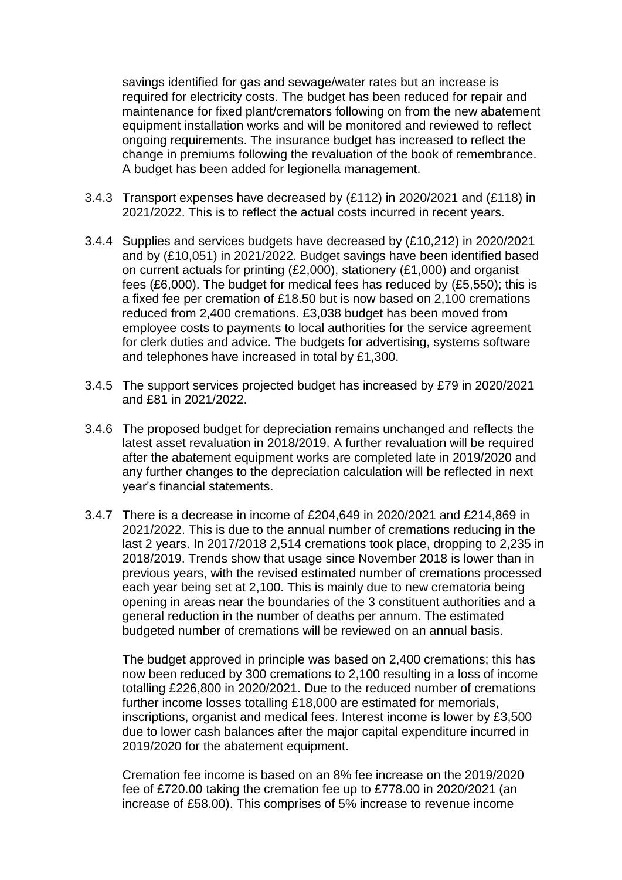savings identified for gas and sewage/water rates but an increase is required for electricity costs. The budget has been reduced for repair and maintenance for fixed plant/cremators following on from the new abatement equipment installation works and will be monitored and reviewed to reflect ongoing requirements. The insurance budget has increased to reflect the change in premiums following the revaluation of the book of remembrance. A budget has been added for legionella management.

3.4.3 Transport expenses have decreased by (£112) in 2020/2021 and (£118) in 2021/2022. This is to reflect the actual costs incurred in recent years.

3.4.4 Supplies and services budgets have decreased by (£10,212) in 2020/2021 and by (£10,051) in 2021/2022. Budget savings have been identified based on current actuals for printing (£2,000), stationery (£1,000) and organist fees (£6,000). The budget for medical fees has reduced by (£5,550); this is a fixed fee per cremation of £18.50 but is now based on 2,100 cremations reduced from 2,400 cremations. £3,038 budget has been moved from employee costs to payments to local authorities for the service agreement for clerk duties and advice. The budgets for advertising, systems software and telephones have increased in total by £1,300.

3.4.5 The support services projected budget has increased by £79 in 2020/2021 and £81 in 2021/2022.

3.4.6 The proposed budget for depreciation remains unchanged and reflects the latest asset revaluation in 2018/2019. A further revaluation will be required after the abatement equipment works are completed late in 2019/2020 and any further changes to the depreciation calculation will be reflected in next year's financial statements.

3.4.7 There is a decrease in income of £204,649 in 2020/2021 and £214,869 in 2021/2022. This is due to the annual number of cremations reducing in the last 2 years. In 2017/2018 2,514 cremations took place, dropping to 2,235 in 2018/2019. Trends show that usage since November 2018 is lower than in previous years, with the revised estimated number of cremations processed each year being set at 2,100. This is mainly due to new crematoria being opening in areas near the boundaries of the 3 constituent authorities and a general reduction in the number of deaths per annum. The estimated budgeted number of cremations will be reviewed on an annual basis.

The budget approved in principle was based on 2,400 cremations; this has now been reduced by 300 cremations to 2,100 resulting in a loss of income totalling £226,800 in 2020/2021. Due to the reduced number of cremations further income losses totalling £18,000 are estimated for memorials, inscriptions, organist and medical fees. Interest income is lower by £3,500 due to lower cash balances after the major capital expenditure incurred in 2019/2020 for the abatement equipment.

Cremation fee income is based on an 8% fee increase on the 2019/2020 fee of £720.00 taking the cremation fee up to £778.00 in 2020/2021 (an increase of £58.00). This comprises of 5% increase to revenue income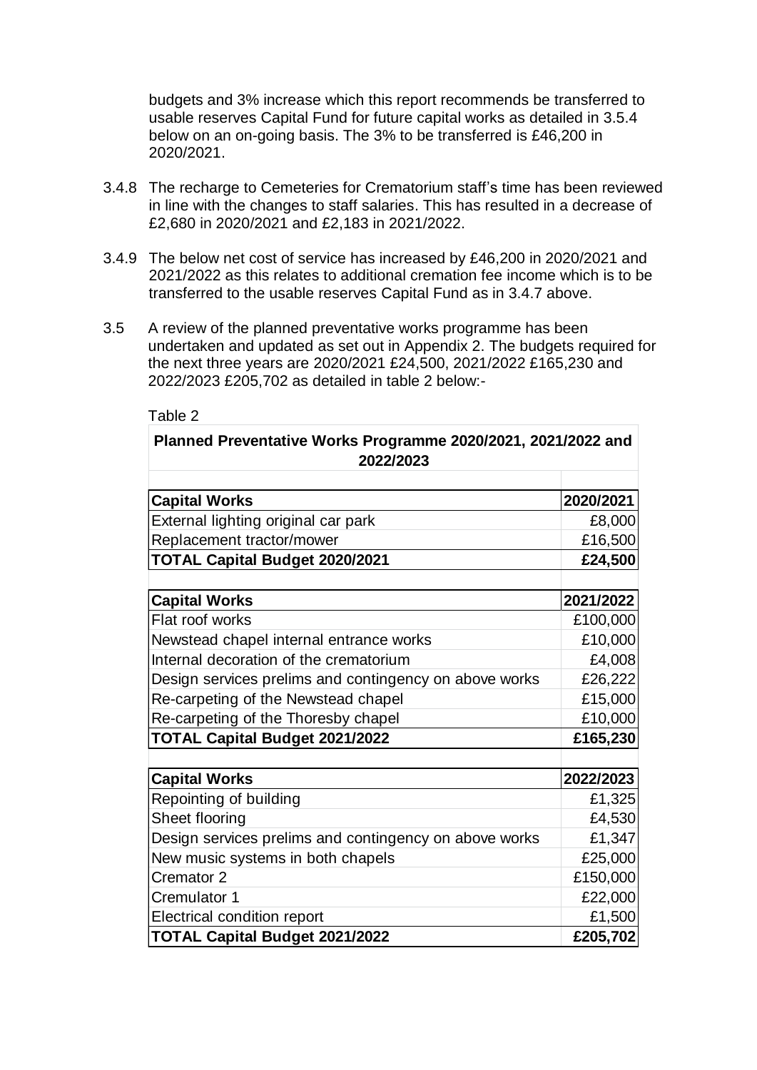budgets and 3% increase which this report recommends be transferred to usable reserves Capital Fund for future capital works as detailed in 3.5.4 below on an on-going basis. The 3% to be transferred is £46,200 in 2020/2021.

3.4.8 The recharge to Cemeteries for Crematorium staff's time has been reviewed in line with the changes to staff salaries. This has resulted in a decrease of £2,680 in 2020/2021 and £2,183 in 2021/2022.

3.4.9 The below net cost of service has increased by £46,200 in 2020/2021 and 2021/2022 as this relates to additional cremation fee income which is to be transferred to the usable reserves Capital Fund as in 3.4.7 above.

3.5 A review of the planned preventative works programme has been undertaken and updated as set out in Appendix 2. The budgets required for the next three years are 2020/2021 £24,500, 2021/2022 £165,230 and 2022/2023 £205,702 as detailed in table 2 below:-

Table 2

| **Planned Preventative Works Programme 2020/2021, 2021/2022 and 2022/2023** | |
|---|---|
| | |
| **Capital Works** | **2020/2021** |
| External lighting original car park | £8,000 |
| Replacement tractor/mower | £16,500 |
| **TOTAL Capital Budget 2020/2021** | **£24,500** |
| | |
| **Capital Works** | **2021/2022** |
| Flat roof works | £100,000 |
| Newstead chapel internal entrance works | £10,000 |
| Internal decoration of the crematorium | £4,008 |
| Design services prelims and contingency on above works | £26,222 |
| Re-carpeting of the Newstead chapel | £15,000 |
| Re-carpeting of the Thoresby chapel | £10,000 |
| **TOTAL Capital Budget 2021/2022** | **£165,230** |
| | |
| **Capital Works** | **2022/2023** |
| Repointing of building | £1,325 |
| Sheet flooring | £4,530 |
| Design services prelims and contingency on above works | £1,347 |
| New music systems in both chapels | £25,000 |
| Cremator 2 | £150,000 |
| Cremulator 1 | £22,000 |
| Electrical condition report | £1,500 |
| **TOTAL Capital Budget 2021/2022** | **£205,702** |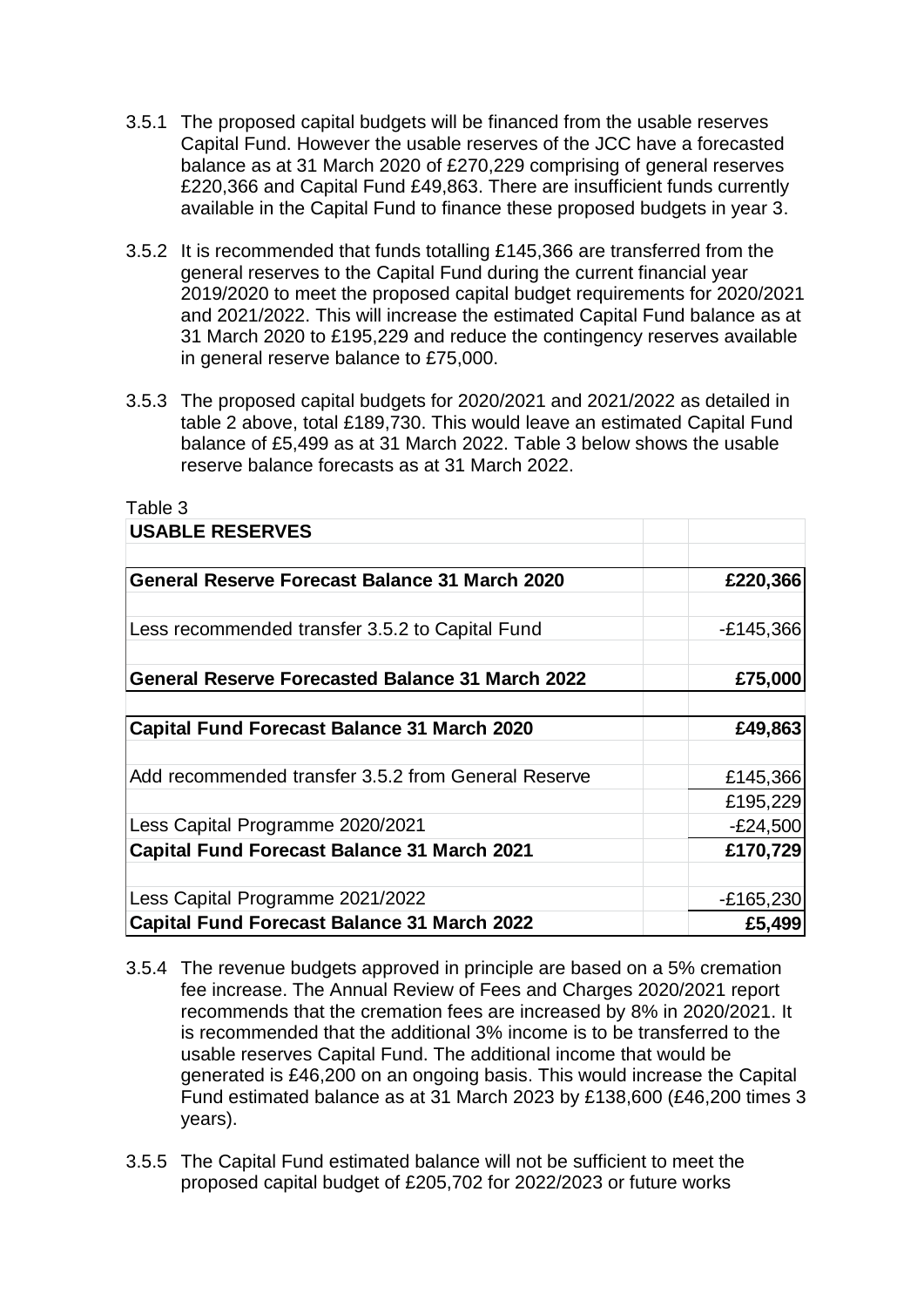3.5.1 The proposed capital budgets will be financed from the usable reserves Capital Fund. However the usable reserves of the JCC have a forecasted balance as at 31 March 2020 of £270,229 comprising of general reserves £220,366 and Capital Fund £49,863. There are insufficient funds currently available in the Capital Fund to finance these proposed budgets in year 3.

3.5.2 It is recommended that funds totalling £145,366 are transferred from the general reserves to the Capital Fund during the current financial year 2019/2020 to meet the proposed capital budget requirements for 2020/2021 and 2021/2022. This will increase the estimated Capital Fund balance as at 31 March 2020 to £195,229 and reduce the contingency reserves available in general reserve balance to £75,000.

3.5.3 The proposed capital budgets for 2020/2021 and 2021/2022 as detailed in table 2 above, total £189,730. This would leave an estimated Capital Fund balance of £5,499 as at 31 March 2022. Table 3 below shows the usable reserve balance forecasts as at 31 March 2022.

Table 3

| **USABLE RESERVES** | | |
|---|---|---|
| | | |
| **General Reserve Forecast Balance 31 March 2020** | | **£220,366** |
| | | |
| Less recommended transfer 3.5.2 to Capital Fund | | -£145,366 |
| | | |
| **General Reserve Forecasted Balance 31 March 2022** | | **£75,000** |
| | | |
| **Capital Fund Forecast Balance 31 March 2020** | | **£49,863** |
| | | |
| Add recommended transfer 3.5.2 from General Reserve | | £145,366 |
| | | £195,229 |
| Less Capital Programme 2020/2021 | | -£24,500 |
| **Capital Fund Forecast Balance 31 March 2021** | | **£170,729** |
| | | |
| Less Capital Programme 2021/2022 | | -£165,230 |
| **Capital Fund Forecast Balance 31 March 2022** | | **£5,499** |

3.5.4 The revenue budgets approved in principle are based on a 5% cremation fee increase. The Annual Review of Fees and Charges 2020/2021 report recommends that the cremation fees are increased by 8% in 2020/2021. It is recommended that the additional 3% income is to be transferred to the usable reserves Capital Fund. The additional income that would be generated is £46,200 on an ongoing basis. This would increase the Capital Fund estimated balance as at 31 March 2023 by £138,600 (£46,200 times 3 years).

3.5.5 The Capital Fund estimated balance will not be sufficient to meet the proposed capital budget of £205,702 for 2022/2023 or future works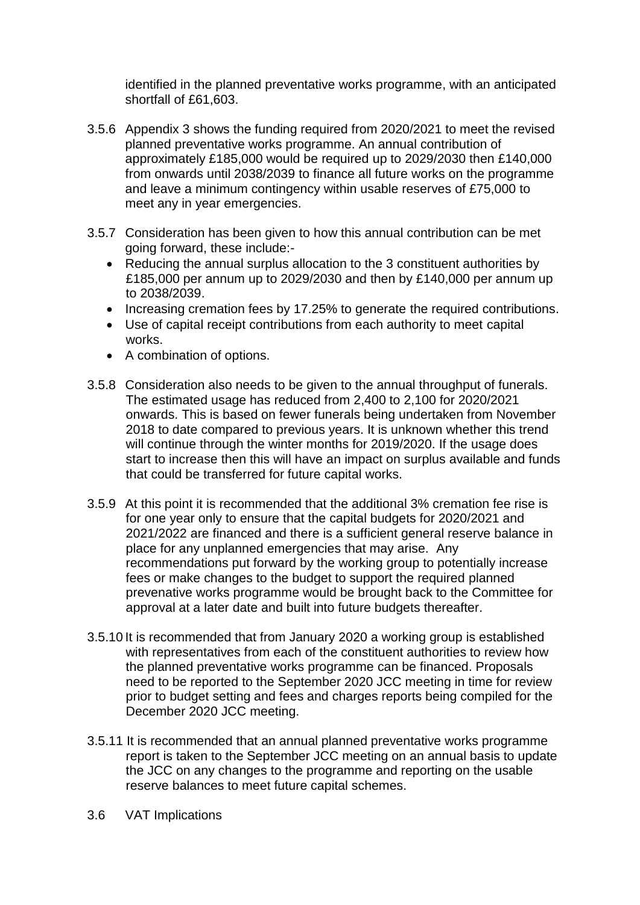identified in the planned preventative works programme, with an anticipated shortfall of £61,603.

3.5.6 Appendix 3 shows the funding required from 2020/2021 to meet the revised planned preventative works programme. An annual contribution of approximately £185,000 would be required up to 2029/2030 then £140,000 from onwards until 2038/2039 to finance all future works on the programme and leave a minimum contingency within usable reserves of £75,000 to meet any in year emergencies.

3.5.7 Consideration has been given to how this annual contribution can be met going forward, these include:-

- Reducing the annual surplus allocation to the 3 constituent authorities by £185,000 per annum up to 2029/2030 and then by £140,000 per annum up to 2038/2039.
- Increasing cremation fees by 17.25% to generate the required contributions.
- Use of capital receipt contributions from each authority to meet capital works.
- A combination of options.

3.5.8 Consideration also needs to be given to the annual throughput of funerals. The estimated usage has reduced from 2,400 to 2,100 for 2020/2021 onwards. This is based on fewer funerals being undertaken from November 2018 to date compared to previous years. It is unknown whether this trend will continue through the winter months for 2019/2020. If the usage does start to increase then this will have an impact on surplus available and funds that could be transferred for future capital works.

3.5.9 At this point it is recommended that the additional 3% cremation fee rise is for one year only to ensure that the capital budgets for 2020/2021 and 2021/2022 are financed and there is a sufficient general reserve balance in place for any unplanned emergencies that may arise. Any recommendations put forward by the working group to potentially increase fees or make changes to the budget to support the required planned prevenative works programme would be brought back to the Committee for approval at a later date and built into future budgets thereafter.

3.5.10 It is recommended that from January 2020 a working group is established with representatives from each of the constituent authorities to review how the planned preventative works programme can be financed. Proposals need to be reported to the September 2020 JCC meeting in time for review prior to budget setting and fees and charges reports being compiled for the December 2020 JCC meeting.

3.5.11 It is recommended that an annual planned preventative works programme report is taken to the September JCC meeting on an annual basis to update the JCC on any changes to the programme and reporting on the usable reserve balances to meet future capital schemes.

3.6 VAT Implications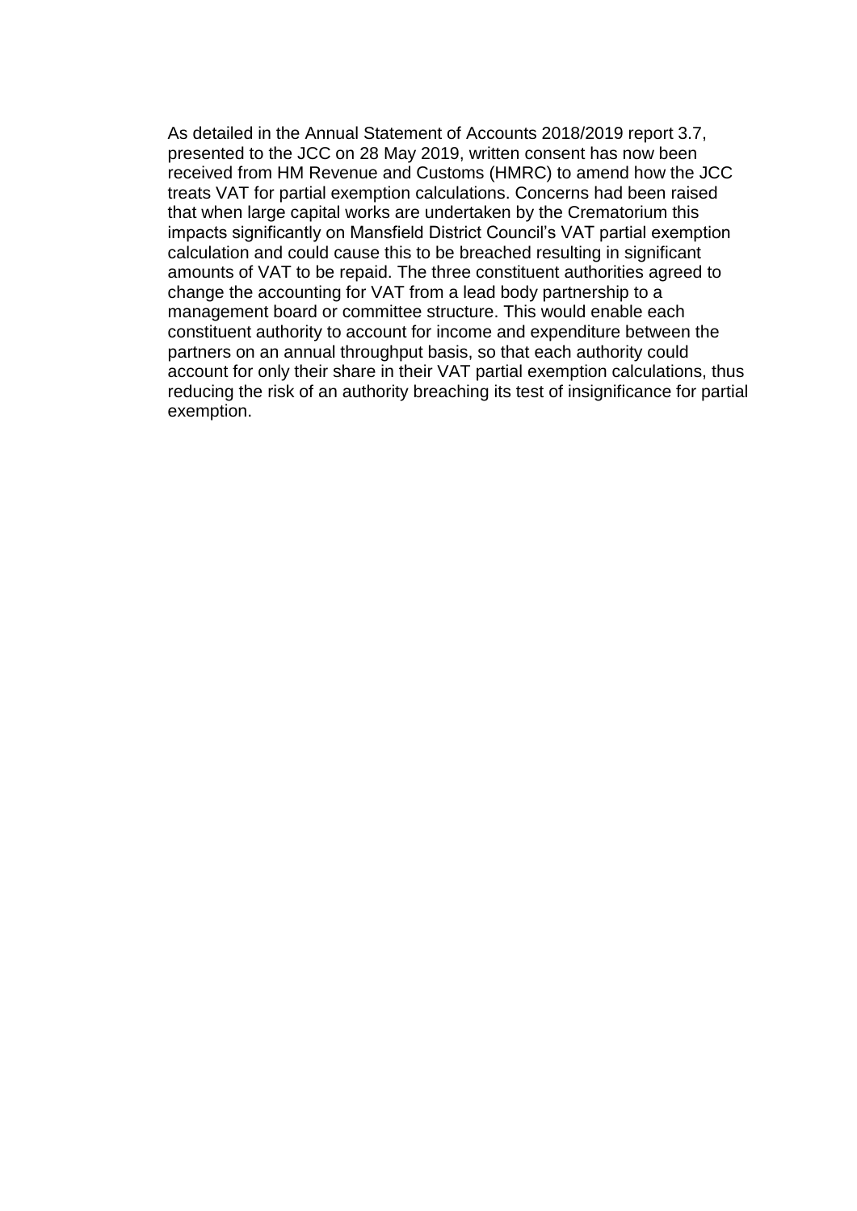As detailed in the Annual Statement of Accounts 2018/2019 report 3.7, presented to the JCC on 28 May 2019, written consent has now been received from HM Revenue and Customs (HMRC) to amend how the JCC treats VAT for partial exemption calculations. Concerns had been raised that when large capital works are undertaken by the Crematorium this impacts significantly on Mansfield District Council's VAT partial exemption calculation and could cause this to be breached resulting in significant amounts of VAT to be repaid. The three constituent authorities agreed to change the accounting for VAT from a lead body partnership to a management board or committee structure. This would enable each constituent authority to account for income and expenditure between the partners on an annual throughput basis, so that each authority could account for only their share in their VAT partial exemption calculations, thus reducing the risk of an authority breaching its test of insignificance for partial exemption.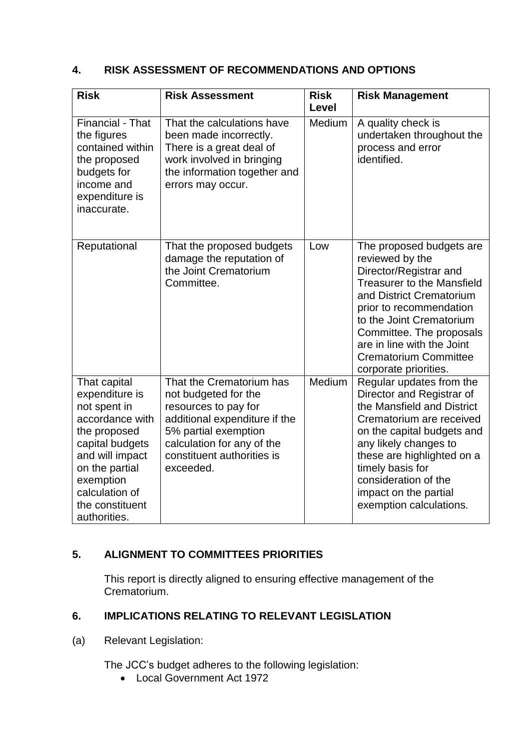## 4. RISK ASSESSMENT OF RECOMMENDATIONS AND OPTIONS

| Risk | Risk Assessment | Risk Level | Risk Management |
|---|---|---|---|
| Financial - That the figures contained within the proposed budgets for income and expenditure is inaccurate. | That the calculations have been made incorrectly. There is a great deal of work involved in bringing the information together and errors may occur. | Medium | A quality check is undertaken throughout the process and error identified. |
| Reputational | That the proposed budgets damage the reputation of the Joint Crematorium Committee. | Low | The proposed budgets are reviewed by the Director/Registrar and Treasurer to the Mansfield and District Crematorium prior to recommendation to the Joint Crematorium Committee. The proposals are in line with the Joint Crematorium Committee corporate priorities. |
| That capital expenditure is not spent in accordance with the proposed capital budgets and will impact on the partial exemption calculation of the constituent authorities. | That the Crematorium has not budgeted for the resources to pay for additional expenditure if the 5% partial exemption calculation for any of the constituent authorities is exceeded. | Medium | Regular updates from the Director and Registrar of the Mansfield and District Crematorium are received on the capital budgets and any likely changes to these are highlighted on a timely basis for consideration of the impact on the partial exemption calculations. |

## 5. ALIGNMENT TO COMMITTEES PRIORITIES

This report is directly aligned to ensuring effective management of the Crematorium.

## 6. IMPLICATIONS RELATING TO RELEVANT LEGISLATION

(a) Relevant Legislation:

The JCC's budget adheres to the following legislation:

- Local Government Act 1972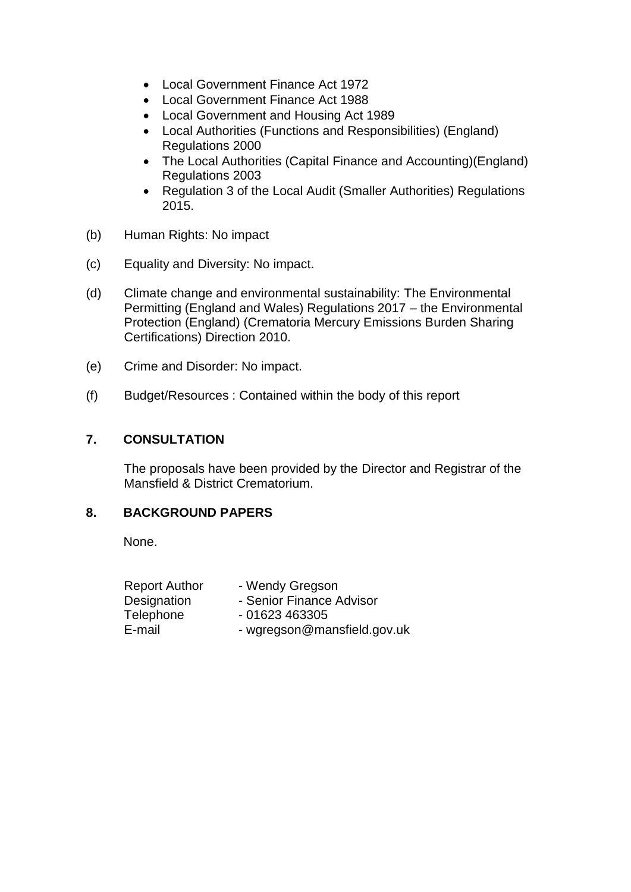- Local Government Finance Act 1972
- Local Government Finance Act 1988
- Local Government and Housing Act 1989
- Local Authorities (Functions and Responsibilities) (England) Regulations 2000
- The Local Authorities (Capital Finance and Accounting)(England) Regulations 2003
- Regulation 3 of the Local Audit (Smaller Authorities) Regulations 2015.

(b) Human Rights: No impact

(c) Equality and Diversity: No impact.

(d) Climate change and environmental sustainability: The Environmental Permitting (England and Wales) Regulations 2017 – the Environmental Protection (England) (Crematoria Mercury Emissions Burden Sharing Certifications) Direction 2010.

(e) Crime and Disorder: No impact.

(f) Budget/Resources : Contained within the body of this report

## 7. CONSULTATION

The proposals have been provided by the Director and Registrar of the Mansfield & District Crematorium.

## 8. BACKGROUND PAPERS

None.

| | |
|---|---|
| Report Author | - Wendy Gregson |
| Designation | - Senior Finance Advisor |
| Telephone | - 01623 463305 |
| E-mail | - wgregson@mansfield.gov.uk |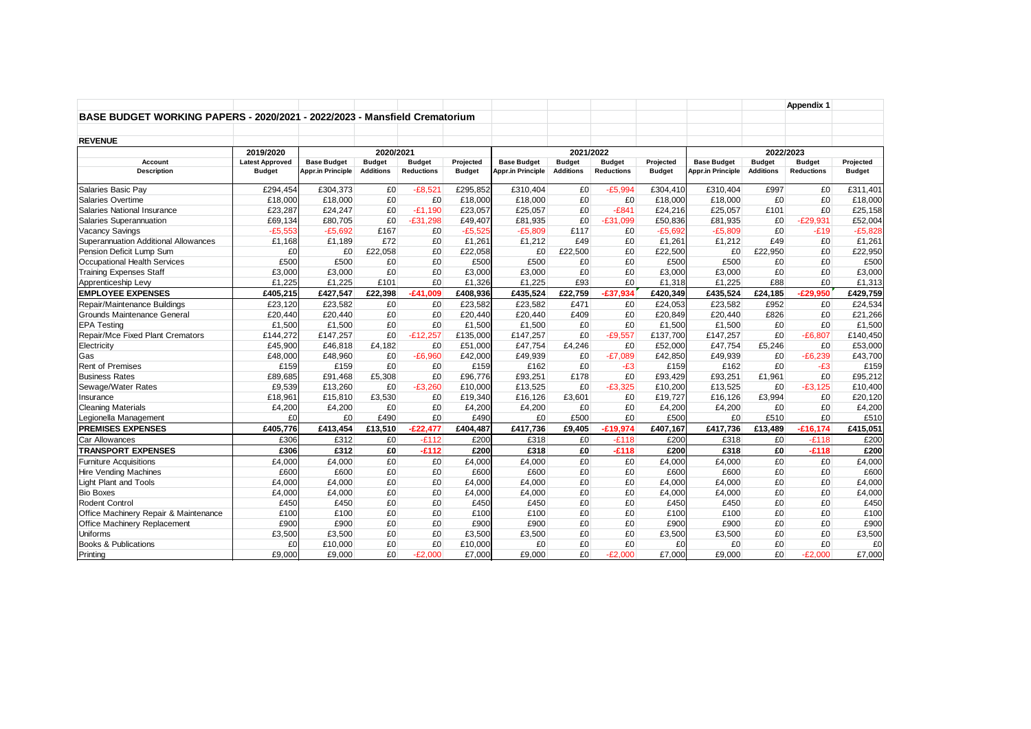Appendix 1

# BASE BUDGET WORKING PAPERS - 2020/2021 - 2022/2023 - Mansfield Crematorium

## REVENUE

| | 2019/2020 | 2020/2021 | | | | 2021/2022 | | | | 2022/2023 | | | |
|---|---|---|---|---|---|---|---|---|---|---|---|---|---|
| Account Description | Latest Approved Budget | Base Budget Appr.in Principle | Budget Additions | Budget Reductions | Projected Budget | Base Budget Appr.in Principle | Budget Additions | Budget Reductions | Projected Budget | Base Budget Appr.in Principle | Budget Additions | Budget Reductions | Projected Budget |
| Salaries Basic Pay | £294,454 | £304,373 | £0 | -£8,521 | £295,852 | £310,404 | £0 | -£5,994 | £304,410 | £310,404 | £997 | £0 | £311,401 |
| Salaries Overtime | £18,000 | £18,000 | £0 | £0 | £18,000 | £18,000 | £0 | £0 | £18,000 | £18,000 | £0 | £0 | £18,000 |
| Salaries National Insurance | £23,287 | £24,247 | £0 | -£1,190 | £23,057 | £25,057 | £0 | -£841 | £24,216 | £25,057 | £101 | £0 | £25,158 |
| Salaries Superannuation | £69,134 | £80,705 | £0 | -£31,298 | £49,407 | £81,935 | £0 | -£31,099 | £50,836 | £81,935 | £0 | -£29,931 | £52,004 |
| Vacancy Savings | -£5,553 | -£5,692 | £167 | £0 | -£5,525 | -£5,809 | £117 | £0 | -£5,692 | -£5,809 | £0 | -£19 | -£5,828 |
| Superannuation Additional Allowances | £1,168 | £1,189 | £72 | £0 | £1,261 | £1,212 | £49 | £0 | £1,261 | £1,212 | £49 | £0 | £1,261 |
| Pension Deficit Lump Sum | £0 | £0 | £22,058 | £0 | £22,058 | £0 | £22,500 | £0 | £22,500 | £0 | £22,950 | £0 | £22,950 |
| Occupational Health Services | £500 | £500 | £0 | £0 | £500 | £500 | £0 | £0 | £500 | £500 | £0 | £0 | £500 |
| Training Expenses Staff | £3,000 | £3,000 | £0 | £0 | £3,000 | £3,000 | £0 | £0 | £3,000 | £3,000 | £0 | £0 | £3,000 |
| Apprenticeship Levy | £1,225 | £1,225 | £101 | £0 | £1,326 | £1,225 | £93 | £0 | £1,318 | £1,225 | £88 | £0 | £1,313 |
| **EMPLOYEE EXPENSES** | **£405,215** | **£427,547** | **£22,398** | **-£41,009** | **£408,936** | **£435,524** | **£22,759** | **-£37,934** | **£420,349** | **£435,524** | **£24,185** | **-£29,950** | **£429,759** |
| Repair/Maintenance Buildings | £23,120 | £23,582 | £0 | £0 | £23,582 | £23,582 | £471 | £0 | £24,053 | £23,582 | £952 | £0 | £24,534 |
| Grounds Maintenance General | £20,440 | £20,440 | £0 | £0 | £20,440 | £20,440 | £409 | £0 | £20,849 | £20,440 | £826 | £0 | £21,266 |
| EPA Testing | £1,500 | £1,500 | £0 | £0 | £1,500 | £1,500 | £0 | £0 | £1,500 | £1,500 | £0 | £0 | £1,500 |
| Repair/Mce Fixed Plant Cremators | £144,272 | £147,257 | £0 | -£12,257 | £135,000 | £147,257 | £0 | -£9,557 | £137,700 | £147,257 | £0 | -£6,807 | £140,450 |
| Electricity | £45,900 | £46,818 | £4,182 | £0 | £51,000 | £47,754 | £4,246 | £0 | £52,000 | £47,754 | £5,246 | £0 | £53,000 |
| Gas | £48,000 | £48,960 | £0 | -£6,960 | £42,000 | £49,939 | £0 | -£7,089 | £42,850 | £49,939 | £0 | -£6,239 | £43,700 |
| Rent of Premises | £159 | £159 | £0 | £0 | £159 | £162 | £0 | -£3 | £159 | £162 | £0 | -£3 | £159 |
| Business Rates | £89,685 | £91,468 | £5,308 | £0 | £96,776 | £93,251 | £178 | £0 | £93,429 | £93,251 | £1,961 | £0 | £95,212 |
| Sewage/Water Rates | £9,539 | £13,260 | £0 | -£3,260 | £10,000 | £13,525 | £0 | -£3,325 | £10,200 | £13,525 | £0 | -£3,125 | £10,400 |
| Insurance | £18,961 | £15,810 | £3,530 | £0 | £19,340 | £16,126 | £3,601 | £0 | £19,727 | £16,126 | £3,994 | £0 | £20,120 |
| Cleaning Materials | £4,200 | £4,200 | £0 | £0 | £4,200 | £4,200 | £0 | £0 | £4,200 | £4,200 | £0 | £0 | £4,200 |
| Legionella Management | £0 | £0 | £490 | £0 | £490 | £0 | £500 | £0 | £500 | £0 | £510 | £0 | £510 |
| **PREMISES EXPENSES** | **£405,776** | **£413,454** | **£13,510** | **-£22,477** | **£404,487** | **£417,736** | **£9,405** | **-£19,974** | **£407,167** | **£417,736** | **£13,489** | **-£16,174** | **£415,051** |
| Car Allowances | £306 | £312 | £0 | -£112 | £200 | £318 | £0 | -£118 | £200 | £318 | £0 | -£118 | £200 |
| **TRANSPORT EXPENSES** | **£306** | **£312** | **£0** | **-£112** | **£200** | **£318** | **£0** | **-£118** | **£200** | **£318** | **£0** | **-£118** | **£200** |
| Furniture Acquisitions | £4,000 | £4,000 | £0 | £0 | £4,000 | £4,000 | £0 | £0 | £4,000 | £4,000 | £0 | £0 | £4,000 |
| Hire Vending Machines | £600 | £600 | £0 | £0 | £600 | £600 | £0 | £0 | £600 | £600 | £0 | £0 | £600 |
| Light Plant and Tools | £4,000 | £4,000 | £0 | £0 | £4,000 | £4,000 | £0 | £0 | £4,000 | £4,000 | £0 | £0 | £4,000 |
| Bio Boxes | £4,000 | £4,000 | £0 | £0 | £4,000 | £4,000 | £0 | £0 | £4,000 | £4,000 | £0 | £0 | £4,000 |
| Rodent Control | £450 | £450 | £0 | £0 | £450 | £450 | £0 | £0 | £450 | £450 | £0 | £0 | £450 |
| Office Machinery Repair & Maintenance | £100 | £100 | £0 | £0 | £100 | £100 | £0 | £0 | £100 | £100 | £0 | £0 | £100 |
| Office Machinery Replacement | £900 | £900 | £0 | £0 | £900 | £900 | £0 | £0 | £900 | £900 | £0 | £0 | £900 |
| Uniforms | £3,500 | £3,500 | £0 | £0 | £3,500 | £3,500 | £0 | £0 | £3,500 | £3,500 | £0 | £0 | £3,500 |
| Books & Publications | £0 | £10,000 | £0 | £0 | £10,000 | £0 | £0 | £0 | £0 | £0 | £0 | £0 | £0 |
| Printing | £9,000 | £9,000 | £0 | -£2,000 | £7,000 | £9,000 | £0 | -£2,000 | £7,000 | £9,000 | £0 | -£2,000 | £7,000 |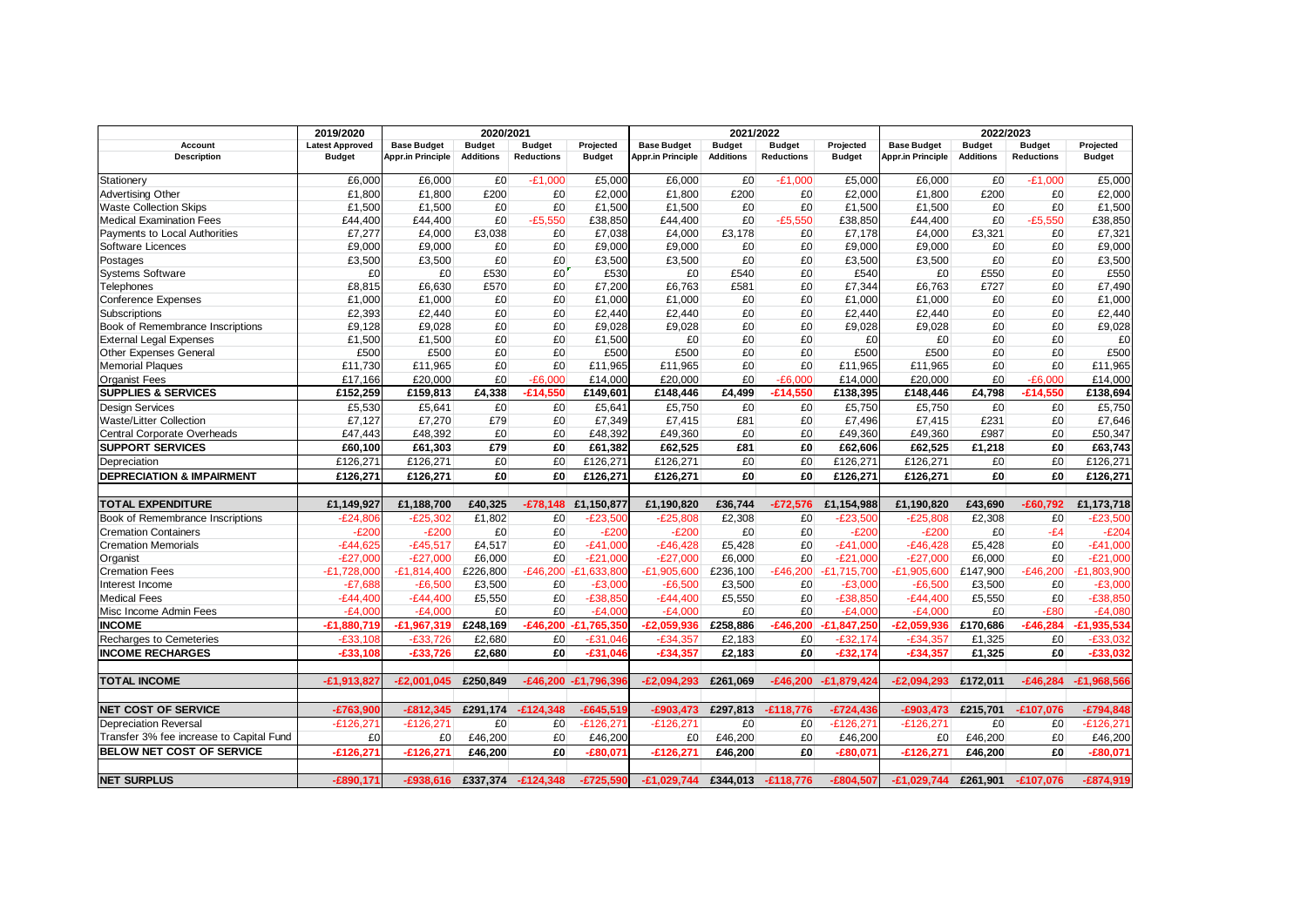| Account | 2019/2020 | 2020/2021 | | | | 2021/2022 | | | | 2022/2023 | | | |
|---|---|---|---|---|---|---|---|---|---|---|---|---|---|
| Description | Latest Approved Budget | Base Budget Appr.in Principle | Budget Additions | Budget Reductions | Projected Budget | Base Budget Appr.in Principle | Budget Additions | Budget Reductions | Projected Budget | Base Budget Appr.in Principle | Budget Additions | Budget Reductions | Projected Budget |
| Stationery | £6,000 | £6,000 | £0 | -£1,000 | £5,000 | £6,000 | £0 | -£1,000 | £5,000 | £6,000 | £0 | -£1,000 | £5,000 |
| Advertising Other | £1,800 | £1,800 | £200 | £0 | £2,000 | £1,800 | £200 | £0 | £2,000 | £1,800 | £200 | £0 | £2,000 |
| Waste Collection Skips | £1,500 | £1,500 | £0 | £0 | £1,500 | £1,500 | £0 | £0 | £1,500 | £1,500 | £0 | £0 | £1,500 |
| Medical Examination Fees | £44,400 | £44,400 | £0 | -£5,550 | £38,850 | £44,400 | £0 | -£5,550 | £38,850 | £44,400 | £0 | -£5,550 | £38,850 |
| Payments to Local Authorities | £7,277 | £4,000 | £3,038 | £0 | £7,038 | £4,000 | £3,178 | £0 | £7,178 | £4,000 | £3,321 | £0 | £7,321 |
| Software Licences | £9,000 | £9,000 | £0 | £0 | £9,000 | £9,000 | £0 | £0 | £9,000 | £9,000 | £0 | £0 | £9,000 |
| Postages | £3,500 | £3,500 | £0 | £0 | £3,500 | £3,500 | £0 | £0 | £3,500 | £3,500 | £0 | £0 | £3,500 |
| Systems Software | £0 | £0 | £530 | £0 | £530 | £0 | £540 | £0 | £540 | £0 | £550 | £0 | £550 |
| Telephones | £8,815 | £6,630 | £570 | £0 | £7,200 | £6,763 | £581 | £0 | £7,344 | £6,763 | £727 | £0 | £7,490 |
| Conference Expenses | £1,000 | £1,000 | £0 | £0 | £1,000 | £1,000 | £0 | £0 | £1,000 | £1,000 | £0 | £0 | £1,000 |
| Subscriptions | £2,393 | £2,440 | £0 | £0 | £2,440 | £2,440 | £0 | £0 | £2,440 | £2,440 | £0 | £0 | £2,440 |
| Book of Remembrance Inscriptions | £9,128 | £9,028 | £0 | £0 | £9,028 | £9,028 | £0 | £0 | £9,028 | £9,028 | £0 | £0 | £9,028 |
| External Legal Expenses | £1,500 | £1,500 | £0 | £0 | £1,500 | £0 | £0 | £0 | £0 | £0 | £0 | £0 | £0 |
| Other Expenses General | £500 | £500 | £0 | £0 | £500 | £500 | £0 | £0 | £500 | £500 | £0 | £0 | £500 |
| Memorial Plaques | £11,730 | £11,965 | £0 | £0 | £11,965 | £11,965 | £0 | £0 | £11,965 | £11,965 | £0 | £0 | £11,965 |
| Organist Fees | £17,166 | £20,000 | £0 | -£6,000 | £14,000 | £20,000 | £0 | -£6,000 | £14,000 | £20,000 | £0 | -£6,000 | £14,000 |
| **SUPPLIES & SERVICES** | **£152,259** | **£159,813** | **£4,338** | **-£14,550** | **£149,601** | **£148,446** | **£4,499** | **-£14,550** | **£138,395** | **£148,446** | **£4,798** | **-£14,550** | **£138,694** |
| Design Services | £5,530 | £5,641 | £0 | £0 | £5,641 | £5,750 | £0 | £0 | £5,750 | £5,750 | £0 | £0 | £5,750 |
| Waste/Litter Collection | £7,127 | £7,270 | £79 | £0 | £7,349 | £7,415 | £81 | £0 | £7,496 | £7,415 | £231 | £0 | £7,646 |
| Central Corporate Overheads | £47,443 | £48,392 | £0 | £0 | £48,392 | £49,360 | £0 | £0 | £49,360 | £49,360 | £987 | £0 | £50,347 |
| **SUPPORT SERVICES** | **£60,100** | **£61,303** | **£79** | **£0** | **£61,382** | **£62,525** | **£81** | **£0** | **£62,606** | **£62,525** | **£1,218** | **£0** | **£63,743** |
| Depreciation | £126,271 | £126,271 | £0 | £0 | £126,271 | £126,271 | £0 | £0 | £126,271 | £126,271 | £0 | £0 | £126,271 |
| **DEPRECIATION & IMPAIRMENT** | **£126,271** | **£126,271** | **£0** | **£0** | **£126,271** | **£126,271** | **£0** | **£0** | **£126,271** | **£126,271** | **£0** | **£0** | **£126,271** |
| | | | | | | | | | | | | | |
| **TOTAL EXPENDITURE** | **£1,149,927** | **£1,188,700** | **£40,325** | **-£78,148** | **£1,150,877** | **£1,190,820** | **£36,744** | **-£72,576** | **£1,154,988** | **£1,190,820** | **£43,690** | **-£60,792** | **£1,173,718** |
| Book of Remembrance Inscriptions | -£24,806 | -£25,302 | £1,802 | £0 | -£23,500 | -£25,808 | £2,308 | £0 | -£23,500 | -£25,808 | £2,308 | £0 | -£23,500 |
| Cremation Containers | -£200 | -£200 | £0 | £0 | -£200 | -£200 | £0 | £0 | -£200 | -£200 | £0 | -£4 | -£204 |
| Cremation Memorials | -£44,625 | -£45,517 | £4,517 | £0 | -£41,000 | -£46,428 | £5,428 | £0 | -£41,000 | -£46,428 | £5,428 | £0 | -£41,000 |
| Organist | -£27,000 | -£27,000 | £6,000 | £0 | -£21,000 | -£27,000 | £6,000 | £0 | -£21,000 | -£27,000 | £6,000 | £0 | -£21,000 |
| Cremation Fees | -£1,728,000 | -£1,814,400 | £226,800 | -£46,200 | -£1,633,800 | -£1,905,600 | £236,100 | -£46,200 | -£1,715,700 | -£1,905,600 | £147,900 | -£46,200 | -£1,803,900 |
| Interest Income | -£7,688 | -£6,500 | £3,500 | £0 | -£3,000 | -£6,500 | £3,500 | £0 | -£3,000 | -£6,500 | £3,500 | £0 | -£3,000 |
| Medical Fees | -£44,400 | -£44,400 | £5,550 | £0 | -£38,850 | -£44,400 | £5,550 | £0 | -£38,850 | -£44,400 | £5,550 | £0 | -£38,850 |
| Misc Income Admin Fees | -£4,000 | -£4,000 | £0 | £0 | -£4,000 | -£4,000 | £0 | £0 | -£4,000 | -£4,000 | £0 | -£80 | -£4,080 |
| **INCOME** | **-£1,880,719** | **-£1,967,319** | **£248,169** | **-£46,200** | **-£1,765,350** | **-£2,059,936** | **£258,886** | **-£46,200** | **-£1,847,250** | **-£2,059,936** | **£170,686** | **-£46,284** | **-£1,935,534** |
| Recharges to Cemeteries | -£33,108 | -£33,726 | £2,680 | £0 | -£31,046 | -£34,357 | £2,183 | £0 | -£32,174 | -£34,357 | £1,325 | £0 | -£33,032 |
| **INCOME RECHARGES** | **-£33,108** | **-£33,726** | **£2,680** | **£0** | **-£31,046** | **-£34,357** | **£2,183** | **£0** | **-£32,174** | **-£34,357** | **£1,325** | **£0** | **-£33,032** |
| | | | | | | | | | | | | | |
| **TOTAL INCOME** | **-£1,913,827** | **-£2,001,045** | **£250,849** | **-£46,200** | **-£1,796,396** | **-£2,094,293** | **£261,069** | **-£46,200** | **-£1,879,424** | **-£2,094,293** | **£172,011** | **-£46,284** | **-£1,968,566** |
| | | | | | | | | | | | | | |
| **NET COST OF SERVICE** | **-£763,900** | **-£812,345** | **£291,174** | **-£124,348** | **-£645,519** | **-£903,473** | **£297,813** | **-£118,776** | **-£724,436** | **-£903,473** | **£215,701** | **-£107,076** | **-£794,848** |
| Depreciation Reversal | -£126,271 | -£126,271 | £0 | £0 | -£126,271 | -£126,271 | £0 | £0 | -£126,271 | -£126,271 | £0 | £0 | -£126,271 |
| Transfer 3% fee increase to Capital Fund | £0 | £0 | £46,200 | £0 | £46,200 | £0 | £46,200 | £0 | £46,200 | £0 | £46,200 | £0 | £46,200 |
| **BELOW NET COST OF SERVICE** | **-£126,271** | **-£126,271** | **£46,200** | **£0** | **-£80,071** | **-£126,271** | **£46,200** | **£0** | **-£80,071** | **-£126,271** | **£46,200** | **£0** | **-£80,071** |
| | | | | | | | | | | | | | |
| **NET SURPLUS** | **-£890,171** | **-£938,616** | **£337,374** | **-£124,348** | **-£725,590** | **-£1,029,744** | **£344,013** | **-£118,776** | **-£804,507** | **-£1,029,744** | **£261,901** | **-£107,076** | **-£874,919** |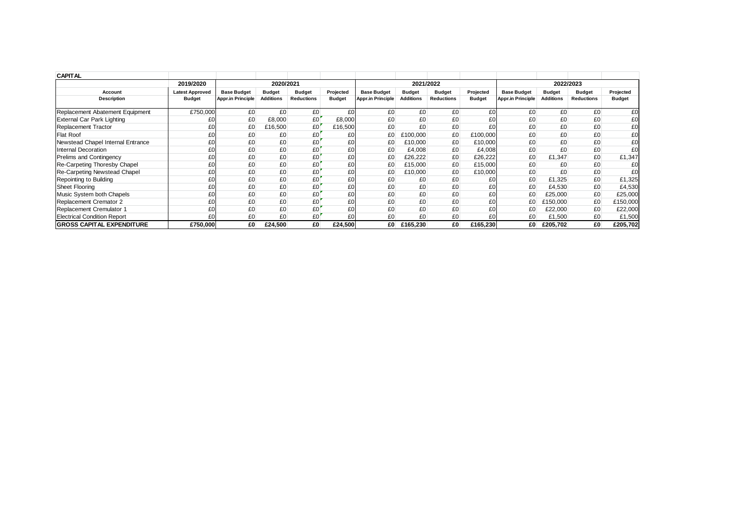| CAPITAL | | | | | | | | | | | | | |
|---|---|---|---|---|---|---|---|---|---|---|---|---|---|
| | 2019/2020 | 2020/2021 | | | | 2021/2022 | | | | 2022/2023 | | | |
| Account Description | Latest Approved Budget | Base Budget Appr.in Principle | Budget Additions | Budget Reductions | Projected Budget | Base Budget Appr.in Principle | Budget Additions | Budget Reductions | Projected Budget | Base Budget Appr.in Principle | Budget Additions | Budget Reductions | Projected Budget |
| Replacement Abatement Equipment | £750,000 | £0 | £0 | £0 | £0 | £0 | £0 | £0 | £0 | £0 | £0 | £0 | £0 |
| External Car Park Lighting | £0 | £0 | £8,000 | £0 | £8,000 | £0 | £0 | £0 | £0 | £0 | £0 | £0 | £0 |
| Replacement Tractor | £0 | £0 | £16,500 | £0 | £16,500 | £0 | £0 | £0 | £0 | £0 | £0 | £0 | £0 |
| Flat Roof | £0 | £0 | £0 | £0 | £0 | £0 | £100,000 | £0 | £100,000 | £0 | £0 | £0 | £0 |
| Newstead Chapel Internal Entrance | £0 | £0 | £0 | £0 | £0 | £0 | £10,000 | £0 | £10,000 | £0 | £0 | £0 | £0 |
| Internal Decoration | £0 | £0 | £0 | £0 | £0 | £0 | £4,008 | £0 | £4,008 | £0 | £0 | £0 | £0 |
| Prelims and Contingency | £0 | £0 | £0 | £0 | £0 | £0 | £26,222 | £0 | £26,222 | £0 | £1,347 | £0 | £1,347 |
| Re-Carpeting Thoresby Chapel | £0 | £0 | £0 | £0 | £0 | £0 | £15,000 | £0 | £15,000 | £0 | £0 | £0 | £0 |
| Re-Carpeting Newstead Chapel | £0 | £0 | £0 | £0 | £0 | £0 | £10,000 | £0 | £10,000 | £0 | £0 | £0 | £0 |
| Repointing to Building | £0 | £0 | £0 | £0 | £0 | £0 | £0 | £0 | £0 | £0 | £1,325 | £0 | £1,325 |
| Sheet Flooring | £0 | £0 | £0 | £0 | £0 | £0 | £0 | £0 | £0 | £0 | £4,530 | £0 | £4,530 |
| Music System both Chapels | £0 | £0 | £0 | £0 | £0 | £0 | £0 | £0 | £0 | £0 | £25,000 | £0 | £25,000 |
| Replacement Cremator 2 | £0 | £0 | £0 | £0 | £0 | £0 | £0 | £0 | £0 | £0 | £150,000 | £0 | £150,000 |
| Replacement Cremulator 1 | £0 | £0 | £0 | £0 | £0 | £0 | £0 | £0 | £0 | £0 | £22,000 | £0 | £22,000 |
| Electrical Condition Report | £0 | £0 | £0 | £0 | £0 | £0 | £0 | £0 | £0 | £0 | £1,500 | £0 | £1,500 |
| **GROSS CAPITAL EXPENDITURE** | **£750,000** | **£0** | **£24,500** | **£0** | **£24,500** | **£0** | **£165,230** | **£0** | **£165,230** | **£0** | **£205,702** | **£0** | **£205,702** |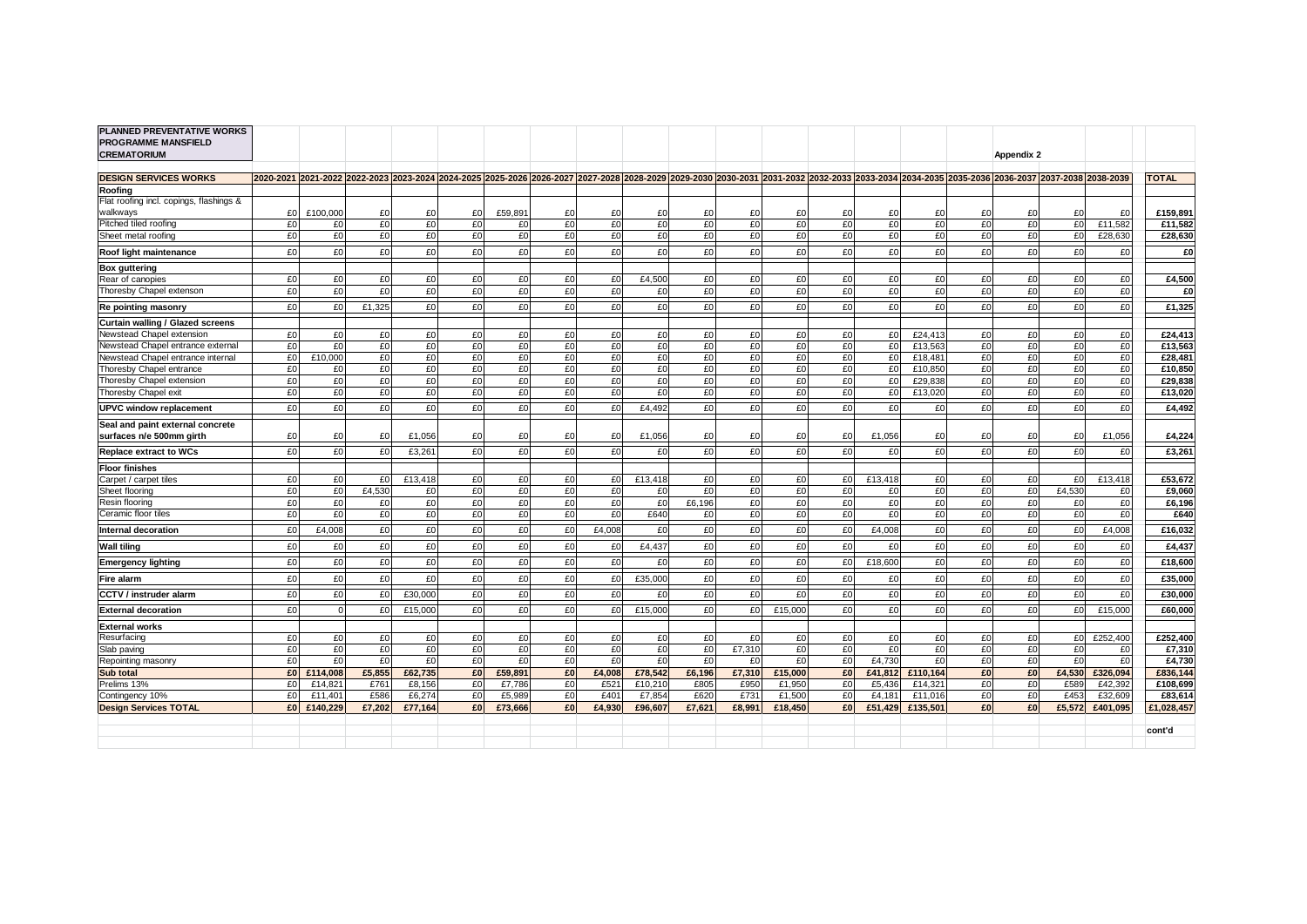**PLANNED PREVENTATIVE WORKS PROGRAMME MANSFIELD CREMATORIUM**

**Appendix 2**

| DESIGN SERVICES WORKS | 2020-2021 | 2021-2022 | 2022-2023 | 2023-2024 | 2024-2025 | 2025-2026 | 2026-2027 | 2027-2028 | 2028-2029 | 2029-2030 | 2030-2031 | 2031-2032 | 2032-2033 | 2033-2034 | 2034-2035 | 2035-2036 | 2036-2037 | 2037-2038 | 2038-2039 | TOTAL |
|---|---|---|---|---|---|---|---|---|---|---|---|---|---|---|---|---|---|---|---|---|
| **Roofing** | | | | | | | | | | | | | | | | | | | | |
| Flat roofing incl. copings, flashings & walkways | £0 | £100,000 | £0 | £0 | £0 | £59,891 | £0 | £0 | £0 | £0 | £0 | £0 | £0 | £0 | £0 | £0 | £0 | £0 | £0 | **£159,891** |
| Pitched tiled roofing | £0 | £0 | £0 | £0 | £0 | £0 | £0 | £0 | £0 | £0 | £0 | £0 | £0 | £0 | £0 | £0 | £0 | £0 | £11,582 | **£11,582** |
| Sheet metal roofing | £0 | £0 | £0 | £0 | £0 | £0 | £0 | £0 | £0 | £0 | £0 | £0 | £0 | £0 | £0 | £0 | £0 | £0 | £28,630 | **£28,630** |
| **Roof light maintenance** | £0 | £0 | £0 | £0 | £0 | £0 | £0 | £0 | £0 | £0 | £0 | £0 | £0 | £0 | £0 | £0 | £0 | £0 | £0 | **£0** |
| **Box guttering** | | | | | | | | | | | | | | | | | | | | |
| Rear of canopies | £0 | £0 | £0 | £0 | £0 | £0 | £0 | £0 | £4,500 | £0 | £0 | £0 | £0 | £0 | £0 | £0 | £0 | £0 | £0 | **£4,500** |
| Thoresby Chapel extenson | £0 | £0 | £0 | £0 | £0 | £0 | £0 | £0 | £0 | £0 | £0 | £0 | £0 | £0 | £0 | £0 | £0 | £0 | £0 | **£0** |
| **Re pointing masonry** | £0 | £0 | £1,325 | £0 | £0 | £0 | £0 | £0 | £0 | £0 | £0 | £0 | £0 | £0 | £0 | £0 | £0 | £0 | £0 | **£1,325** |
| **Curtain walling / Glazed screens** | | | | | | | | | | | | | | | | | | | | |
| Newstead Chapel extension | £0 | £0 | £0 | £0 | £0 | £0 | £0 | £0 | £0 | £0 | £0 | £0 | £0 | £0 | £24,413 | £0 | £0 | £0 | £0 | **£24,413** |
| Newstead Chapel entrance external | £0 | £0 | £0 | £0 | £0 | £0 | £0 | £0 | £0 | £0 | £0 | £0 | £0 | £0 | £13,563 | £0 | £0 | £0 | £0 | **£13,563** |
| Newstead Chapel entrance internal | £0 | £10,000 | £0 | £0 | £0 | £0 | £0 | £0 | £0 | £0 | £0 | £0 | £0 | £0 | £18,481 | £0 | £0 | £0 | £0 | **£28,481** |
| Thoresby Chapel entrance | £0 | £0 | £0 | £0 | £0 | £0 | £0 | £0 | £0 | £0 | £0 | £0 | £0 | £0 | £10,850 | £0 | £0 | £0 | £0 | **£10,850** |
| Thoresby Chapel extension | £0 | £0 | £0 | £0 | £0 | £0 | £0 | £0 | £0 | £0 | £0 | £0 | £0 | £0 | £29,838 | £0 | £0 | £0 | £0 | **£29,838** |
| Thoresby Chapel exit | £0 | £0 | £0 | £0 | £0 | £0 | £0 | £0 | £0 | £0 | £0 | £0 | £0 | £0 | £13,020 | £0 | £0 | £0 | £0 | **£13,020** |
| **UPVC window replacement** | £0 | £0 | £0 | £0 | £0 | £0 | £0 | £0 | £4,492 | £0 | £0 | £0 | £0 | £0 | £0 | £0 | £0 | £0 | £0 | **£4,492** |
| **Seal and paint external concrete surfaces n/e 500mm girth** | £0 | £0 | £0 | £1,056 | £0 | £0 | £0 | £0 | £1,056 | £0 | £0 | £0 | £0 | £1,056 | £0 | £0 | £0 | £0 | £1,056 | **£4,224** |
| **Replace extract to WCs** | £0 | £0 | £0 | £3,261 | £0 | £0 | £0 | £0 | £0 | £0 | £0 | £0 | £0 | £0 | £0 | £0 | £0 | £0 | £0 | **£3,261** |
| **Floor finishes** | | | | | | | | | | | | | | | | | | | | |
| Carpet / carpet tiles | £0 | £0 | £0 | £13,418 | £0 | £0 | £0 | £0 | £13,418 | £0 | £0 | £0 | £0 | £13,418 | £0 | £0 | £0 | £0 | £13,418 | **£53,672** |
| Sheet flooring | £0 | £0 | £4,530 | £0 | £0 | £0 | £0 | £0 | £0 | £0 | £0 | £0 | £0 | £0 | £0 | £0 | £0 | £4,530 | £0 | **£9,060** |
| Resin flooring | £0 | £0 | £0 | £0 | £0 | £0 | £0 | £0 | £0 | £6,196 | £0 | £0 | £0 | £0 | £0 | £0 | £0 | £0 | £0 | **£6,196** |
| Ceramic floor tiles | £0 | £0 | £0 | £0 | £0 | £0 | £0 | £0 | £640 | £0 | £0 | £0 | £0 | £0 | £0 | £0 | £0 | £0 | £0 | **£640** |
| **Internal decoration** | £0 | £4,008 | £0 | £0 | £0 | £0 | £0 | £4,008 | £0 | £0 | £0 | £0 | £0 | £4,008 | £0 | £0 | £0 | £0 | £4,008 | **£16,032** |
| **Wall tiling** | £0 | £0 | £0 | £0 | £0 | £0 | £0 | £0 | £4,437 | £0 | £0 | £0 | £0 | £0 | £0 | £0 | £0 | £0 | £0 | **£4,437** |
| **Emergency lighting** | £0 | £0 | £0 | £0 | £0 | £0 | £0 | £0 | £0 | £0 | £0 | £0 | £0 | £18,600 | £0 | £0 | £0 | £0 | £0 | **£18,600** |
| **Fire alarm** | £0 | £0 | £0 | £0 | £0 | £0 | £0 | £0 | £35,000 | £0 | £0 | £0 | £0 | £0 | £0 | £0 | £0 | £0 | £0 | **£35,000** |
| **CCTV / instruder alarm** | £0 | £0 | £0 | £30,000 | £0 | £0 | £0 | £0 | £0 | £0 | £0 | £0 | £0 | £0 | £0 | £0 | £0 | £0 | £0 | **£30,000** |
| **External decoration** | £0 | 0 | £0 | £15,000 | £0 | £0 | £0 | £0 | £15,000 | £0 | £0 | £15,000 | £0 | £0 | £0 | £0 | £0 | £0 | £15,000 | **£60,000** |
| **External works** | | | | | | | | | | | | | | | | | | | | |
| Resurfacing | £0 | £0 | £0 | £0 | £0 | £0 | £0 | £0 | £0 | £0 | £0 | £0 | £0 | £0 | £0 | £0 | £0 | £0 | £252,400 | **£252,400** |
| Slab paving | £0 | £0 | £0 | £0 | £0 | £0 | £0 | £0 | £0 | £0 | £7,310 | £0 | £0 | £0 | £0 | £0 | £0 | £0 | £0 | **£7,310** |
| Repointing masonry | £0 | £0 | £0 | £0 | £0 | £0 | £0 | £0 | £0 | £0 | £0 | £0 | £0 | £4,730 | £0 | £0 | £0 | £0 | £0 | **£4,730** |
| **Sub total** | **£0** | **£114,008** | **£5,855** | **£62,735** | **£0** | **£59,891** | **£0** | **£4,008** | **£78,542** | **£6,196** | **£7,310** | **£15,000** | **£0** | **£41,812** | **£110,164** | **£0** | **£0** | **£4,530** | **£326,094** | **£836,144** |
| Prelims 13% | £0 | £14,821 | £761 | £8,156 | £0 | £7,786 | £0 | £521 | £10,210 | £805 | £950 | £1,950 | £0 | £5,436 | £14,321 | £0 | £0 | £589 | £42,392 | **£108,699** |
| Contingency 10% | £0 | £11,401 | £586 | £6,274 | £0 | £5,989 | £0 | £401 | £7,854 | £620 | £731 | £1,500 | £0 | £4,181 | £11,016 | £0 | £0 | £453 | £32,609 | **£83,614** |
| **Design Services TOTAL** | **£0** | **£140,229** | **£7,202** | **£77,164** | **£0** | **£73,666** | **£0** | **£4,930** | **£96,607** | **£7,621** | **£8,991** | **£18,450** | **£0** | **£51,429** | **£135,501** | **£0** | **£0** | **£5,572** | **£401,095** | **£1,028,457** |

**cont'd**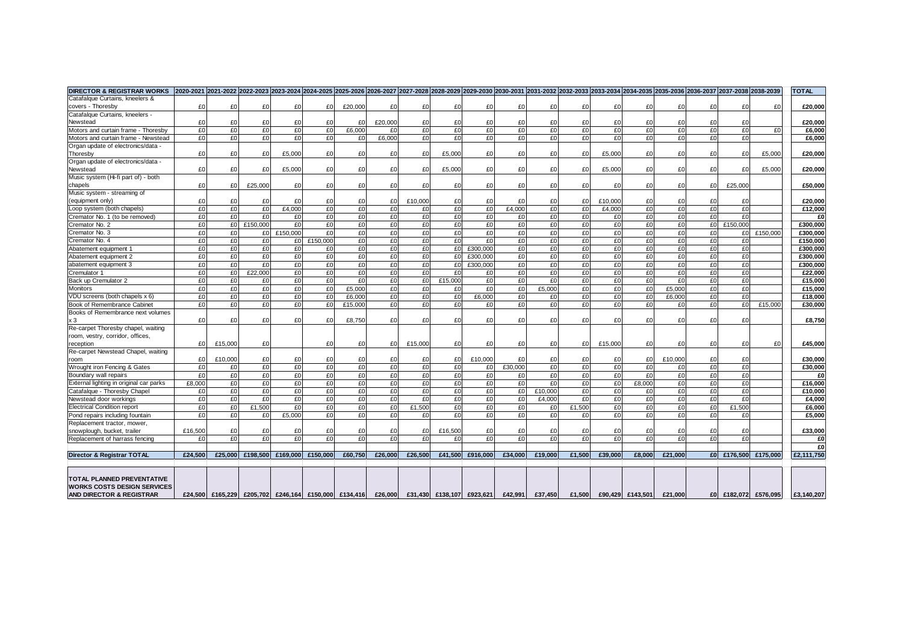| DIRECTOR & REGISTRAR WORKS | 2020-2021 | 2021-2022 | 2022-2023 | 2023-2024 | 2024-2025 | 2025-2026 | 2026-2027 | 2027-2028 | 2028-2029 | 2029-2030 | 2030-2031 | 2031-2032 | 2032-2033 | 2033-2034 | 2034-2035 | 2035-2036 | 2036-2037 | 2037-2038 | 2038-2039 | TOTAL |
|---|---|---|---|---|---|---|---|---|---|---|---|---|---|---|---|---|---|---|---|---|
| Catafalque Curtains, kneelers & covers - Thoresby | £0 | £0 | £0 | £0 | £0 | £20,000 | £0 | £0 | £0 | £0 | £0 | £0 | £0 | £0 | £0 | £0 | £0 | £0 | £0 | £20,000 |
| Catafalque Curtains, kneelers - Newstead | £0 | £0 | £0 | £0 | £0 | £0 | £20,000 | £0 | £0 | £0 | £0 | £0 | £0 | £0 | £0 | £0 | £0 | £0 | | £20,000 |
| Motors and curtain frame - Thoresby | £0 | £0 | £0 | £0 | £0 | £6,000 | £0 | £0 | £0 | £0 | £0 | £0 | £0 | £0 | £0 | £0 | £0 | £0 | £0 | £6,000 |
| Motors and curtain frame - Newstead | £0 | £0 | £0 | £0 | £0 | £0 | £6,000 | £0 | £0 | £0 | £0 | £0 | £0 | £0 | £0 | £0 | £0 | £0 | | £6,000 |
| Organ update of electronics/data - Thoresby | £0 | £0 | £0 | £5,000 | £0 | £0 | £0 | £0 | £5,000 | £0 | £0 | £0 | £0 | £5,000 | £0 | £0 | £0 | £0 | £5,000 | £20,000 |
| Organ update of electronics/data - Newstead | £0 | £0 | £0 | £5,000 | £0 | £0 | £0 | £0 | £5,000 | £0 | £0 | £0 | £0 | £5,000 | £0 | £0 | £0 | £0 | £5,000 | £20,000 |
| Music system (Hi-fi part of) - both chapels | £0 | £0 | £25,000 | £0 | £0 | £0 | £0 | £0 | £0 | £0 | £0 | £0 | £0 | £0 | £0 | £0 | £0 | £25,000 | | £50,000 |
| Music system - streaming of (equipment only) | £0 | £0 | £0 | £0 | £0 | £0 | £0 | £10,000 | £0 | £0 | £0 | £0 | £0 | £10,000 | £0 | £0 | £0 | £0 | | £20,000 |
| Loop system (both chapels) | £0 | £0 | £0 | £4,000 | £0 | £0 | £0 | £0 | £0 | £0 | £4,000 | £0 | £0 | £4,000 | £0 | £0 | £0 | £0 | | £12,000 |
| Cremator No. 1 (to be removed) | £0 | £0 | £0 | £0 | £0 | £0 | £0 | £0 | £0 | £0 | £0 | £0 | £0 | £0 | £0 | £0 | £0 | £0 | | £0 |
| Cremator No. 2 | £0 | £0 | £150,000 | £0 | £0 | £0 | £0 | £0 | £0 | £0 | £0 | £0 | £0 | £0 | £0 | £0 | £0 | £150,000 | | £300,000 |
| Cremator No. 3 | £0 | £0 | £0 | £150,000 | £0 | £0 | £0 | £0 | £0 | £0 | £0 | £0 | £0 | £0 | £0 | £0 | £0 | £0 | £150,000 | £300,000 |
| Cremator No. 4 | £0 | £0 | £0 | £0 | £150,000 | £0 | £0 | £0 | £0 | £0 | £0 | £0 | £0 | £0 | £0 | £0 | £0 | £0 | | £150,000 |
| Abatement equipment 1 | £0 | £0 | £0 | £0 | £0 | £0 | £0 | £0 | £0 | £300,000 | £0 | £0 | £0 | £0 | £0 | £0 | £0 | £0 | | £300,000 |
| Abatement equipment 2 | £0 | £0 | £0 | £0 | £0 | £0 | £0 | £0 | £0 | £300,000 | £0 | £0 | £0 | £0 | £0 | £0 | £0 | £0 | | £300,000 |
| abatement equipment 3 | £0 | £0 | £0 | £0 | £0 | £0 | £0 | £0 | £0 | £300,000 | £0 | £0 | £0 | £0 | £0 | £0 | £0 | £0 | | £300,000 |
| Cremulator 1 | £0 | £0 | £22,000 | £0 | £0 | £0 | £0 | £0 | £0 | £0 | £0 | £0 | £0 | £0 | £0 | £0 | £0 | £0 | | £22,000 |
| Back up Cremulator 2 | £0 | £0 | £0 | £0 | £0 | £0 | £0 | £0 | £15,000 | £0 | £0 | £0 | £0 | £0 | £0 | £0 | £0 | £0 | | £15,000 |
| Monitors | £0 | £0 | £0 | £0 | £0 | £5,000 | £0 | £0 | £0 | £0 | £0 | £5,000 | £0 | £0 | £0 | £5,000 | £0 | £0 | | £15,000 |
| VDU screens (both chapels x 6) | £0 | £0 | £0 | £0 | £0 | £6,000 | £0 | £0 | £0 | £6,000 | £0 | £0 | £0 | £0 | £0 | £6,000 | £0 | £0 | | £18,000 |
| Book of Remembrance Cabinet | £0 | £0 | £0 | £0 | £0 | £15,000 | £0 | £0 | £0 | £0 | £0 | £0 | £0 | £0 | £0 | £0 | £0 | £0 | £15,000 | £30,000 |
| Books of Remembrance next volumes x 3 | £0 | £0 | £0 | £0 | £0 | £8,750 | £0 | £0 | £0 | £0 | £0 | £0 | £0 | £0 | £0 | £0 | £0 | £0 | | £8,750 |
| Re-carpet Thoresby chapel, waiting room, vestry, corridor, offices, reception | £0 | £15,000 | £0 | | £0 | £0 | £0 | £15,000 | £0 | £0 | £0 | £0 | £0 | £15,000 | £0 | £0 | £0 | £0 | £0 | £45,000 |
| Re-carpet Newstead Chapel, waiting room | £0 | £10,000 | £0 | £0 | £0 | £0 | £0 | £0 | £0 | £10,000 | £0 | £0 | £0 | £0 | £0 | £10,000 | £0 | £0 | | £30,000 |
| Wrought iron Fencing & Gates | £0 | £0 | £0 | £0 | £0 | £0 | £0 | £0 | £0 | £0 | £30,000 | £0 | £0 | £0 | £0 | £0 | £0 | £0 | | £30,000 |
| Boundary wall repairs | £0 | £0 | £0 | £0 | £0 | £0 | £0 | £0 | £0 | £0 | £0 | £0 | £0 | £0 | £0 | £0 | £0 | £0 | | £0 |
| External lighting in original car parks | £8,000 | £0 | £0 | £0 | £0 | £0 | £0 | £0 | £0 | £0 | £0 | £0 | £0 | £0 | £8,000 | £0 | £0 | £0 | | £16,000 |
| Catafalque - Thoresby Chapel | £0 | £0 | £0 | £0 | £0 | £0 | £0 | £0 | £0 | £0 | £0 | £10,000 | £0 | £0 | £0 | £0 | £0 | £0 | | £10,000 |
| Newstead door workings | £0 | £0 | £0 | £0 | £0 | £0 | £0 | £0 | £0 | £0 | £0 | £4,000 | £0 | £0 | £0 | £0 | £0 | £0 | | £4,000 |
| Electrical Condition report | £0 | £0 | £1,500 | £0 | £0 | £0 | £0 | £1,500 | £0 | £0 | £0 | £0 | £1,500 | £0 | £0 | £0 | £0 | £1,500 | | £6,000 |
| Pond repairs including fountain | £0 | £0 | £0 | £5,000 | £0 | £0 | £0 | £0 | £0 | £0 | £0 | £0 | £0 | £0 | £0 | £0 | £0 | £0 | | £5,000 |
| Replacement tractor, mower, snowplough, bucket, trailer | £16,500 | £0 | £0 | £0 | £0 | £0 | £0 | £0 | £16,500 | £0 | £0 | £0 | £0 | £0 | £0 | £0 | £0 | £0 | | £33,000 |
| Replacement of harrass fencing | £0 | £0 | £0 | £0 | £0 | £0 | £0 | £0 | £0 | £0 | £0 | £0 | £0 | £0 | £0 | £0 | £0 | £0 | | £0 |
| | | | | | | | | | | | | | | | | | | | | £0 |
| **Director & Registrar TOTAL** | **£24,500** | **£25,000** | **£198,500** | **£169,000** | **£150,000** | **£60,750** | **£26,000** | **£26,500** | **£41,500** | **£916,000** | **£34,000** | **£19,000** | **£1,500** | **£39,000** | **£8,000** | **£21,000** | **£0** | **£176,500** | **£175,000** | **£2,111,750** |
| **TOTAL PLANNED PREVENTATIVE WORKS COSTS DESIGN SERVICES AND DIRECTOR & REGISTRAR** | **£24,500** | **£165,229** | **£205,702** | **£246,164** | **£150,000** | **£134,416** | **£26,000** | **£31,430** | **£138,107** | **£923,621** | **£42,991** | **£37,450** | **£1,500** | **£90,429** | **£143,501** | **£21,000** | **£0** | **£182,072** | **£576,095** | **£3,140,207** |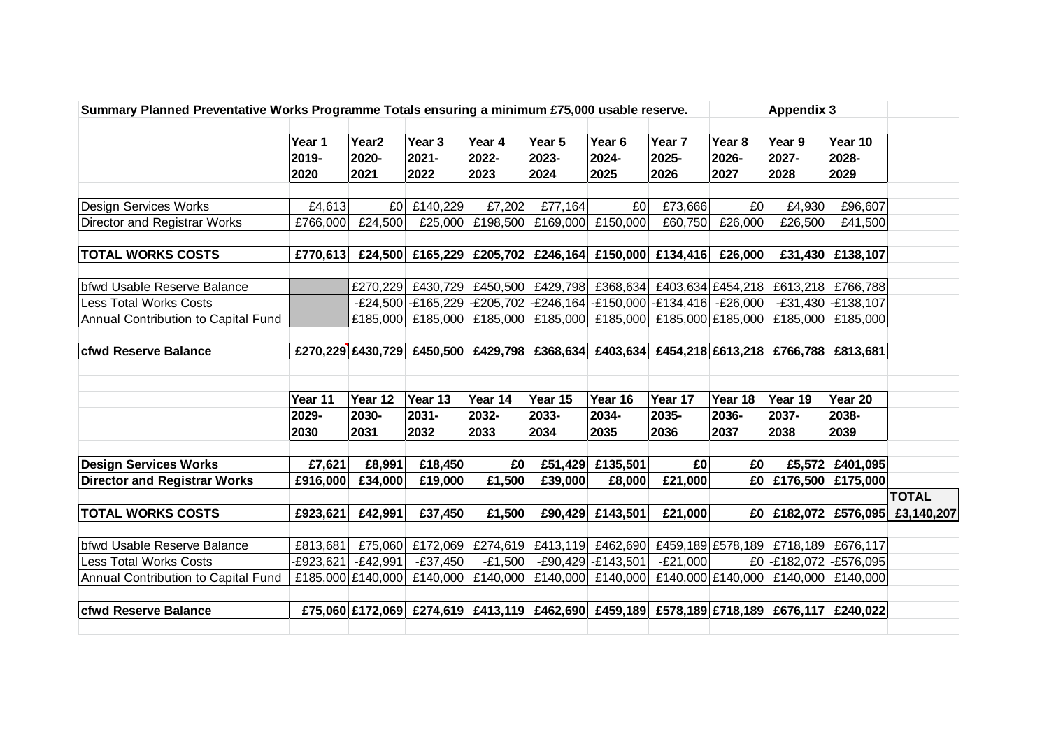| Summary Planned Preventative Works Programme Totals ensuring a minimum £75,000 usable reserve. | | | | | | | | | Appendix 3 | | |
|---|---|---|---|---|---|---|---|---|---|---|---|
| | **Year 1** | **Year2** | **Year 3** | **Year 4** | **Year 5** | **Year 6** | **Year 7** | **Year 8** | **Year 9** | **Year 10** | |
| | **2019-2020** | **2020-2021** | **2021-2022** | **2022-2023** | **2023-2024** | **2024-2025** | **2025-2026** | **2026-2027** | **2027-2028** | **2028-2029** | |
| Design Services Works | £4,613 | £0 | £140,229 | £7,202 | £77,164 | £0 | £73,666 | £0 | £4,930 | £96,607 | |
| Director and Registrar Works | £766,000 | £24,500 | £25,000 | £198,500 | £169,000 | £150,000 | £60,750 | £26,000 | £26,500 | £41,500 | |
| **TOTAL WORKS COSTS** | **£770,613** | **£24,500** | **£165,229** | **£205,702** | **£246,164** | **£150,000** | **£134,416** | **£26,000** | **£31,430** | **£138,107** | |
| bfwd Usable Reserve Balance | | £270,229 | £430,729 | £450,500 | £429,798 | £368,634 | £403,634 | £454,218 | £613,218 | £766,788 | |
| Less Total Works Costs | | -£24,500 | -£165,229 | -£205,702 | -£246,164 | -£150,000 | -£134,416 | -£26,000 | -£31,430 | -£138,107 | |
| Annual Contribution to Capital Fund | | £185,000 | £185,000 | £185,000 | £185,000 | £185,000 | £185,000 | £185,000 | £185,000 | £185,000 | |
| **cfwd Reserve Balance** | **£270,229** | **£430,729** | **£450,500** | **£429,798** | **£368,634** | **£403,634** | **£454,218** | **£613,218** | **£766,788** | **£813,681** | |
| | **Year 11** | **Year 12** | **Year 13** | **Year 14** | **Year 15** | **Year 16** | **Year 17** | **Year 18** | **Year 19** | **Year 20** | |
| | **2029-2030** | **2030-2031** | **2031-2032** | **2032-2033** | **2033-2034** | **2034-2035** | **2035-2036** | **2036-2037** | **2037-2038** | **2038-2039** | |
| **Design Services Works** | **£7,621** | **£8,991** | **£18,450** | **£0** | **£51,429** | **£135,501** | **£0** | **£0** | **£5,572** | **£401,095** | |
| **Director and Registrar Works** | **£916,000** | **£34,000** | **£19,000** | **£1,500** | **£39,000** | **£8,000** | **£21,000** | **£0** | **£176,500** | **£175,000** | |
| | | | | | | | | | | | **TOTAL** |
| **TOTAL WORKS COSTS** | **£923,621** | **£42,991** | **£37,450** | **£1,500** | **£90,429** | **£143,501** | **£21,000** | **£0** | **£182,072** | **£576,095** | **£3,140,207** |
| bfwd Usable Reserve Balance | £813,681 | £75,060 | £172,069 | £274,619 | £413,119 | £462,690 | £459,189 | £578,189 | £718,189 | £676,117 | |
| Less Total Works Costs | -£923,621 | -£42,991 | -£37,450 | -£1,500 | -£90,429 | -£143,501 | -£21,000 | £0 | -£182,072 | -£576,095 | |
| Annual Contribution to Capital Fund | £185,000 | £140,000 | £140,000 | £140,000 | £140,000 | £140,000 | £140,000 | £140,000 | £140,000 | £140,000 | |
| **cfwd Reserve Balance** | **£75,060** | **£172,069** | **£274,619** | **£413,119** | **£462,690** | **£459,189** | **£578,189** | **£718,189** | **£676,117** | **£240,022** | |